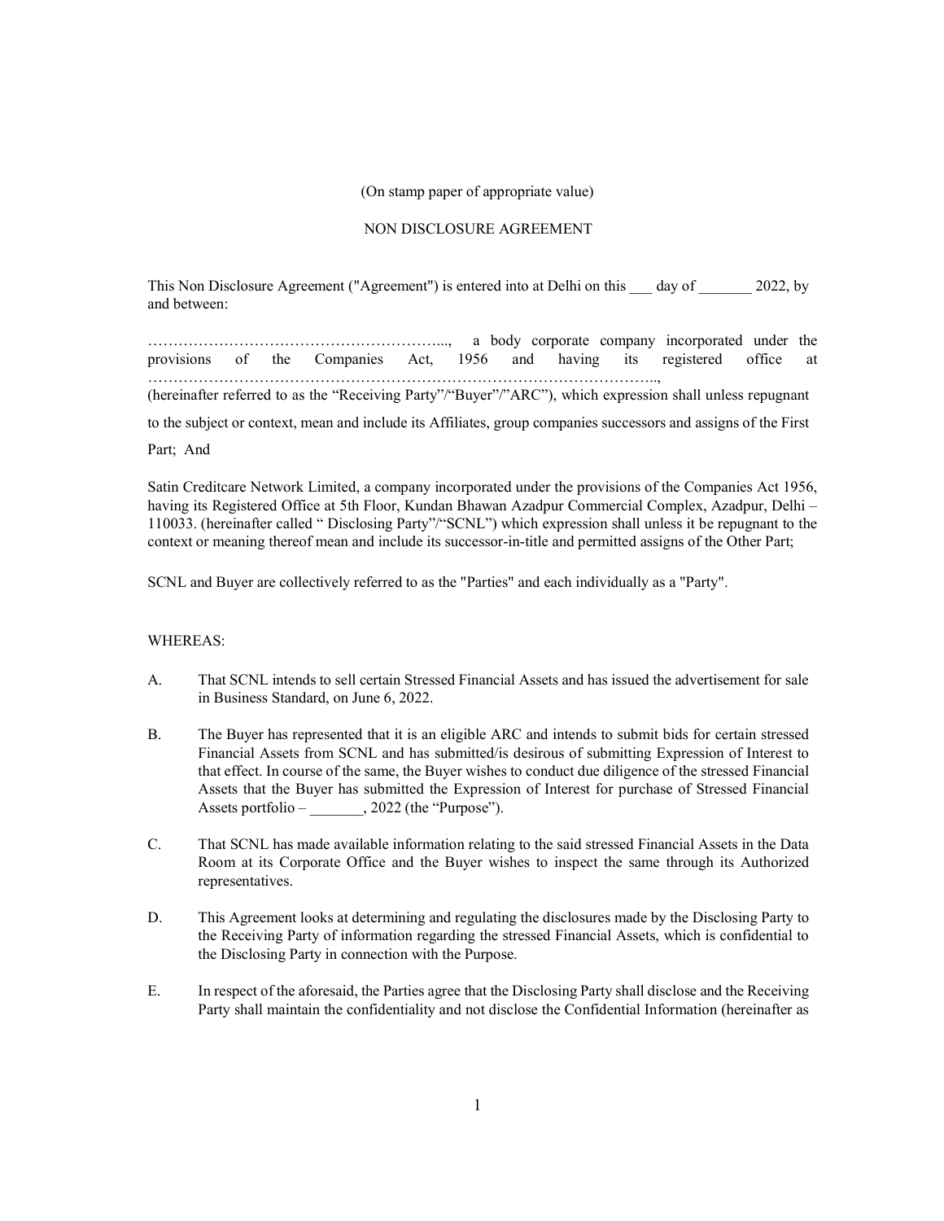(On stamp paper of appropriate value)

NON DISCLOSURE AGREEMENT

This Non Disclosure Agreement ("Agreement") is entered into at Delhi on this ___ day of _______ 2022, by and between:

…………………………………………………..., a body corporate company incorporated under the provisions of the Companies Act, 1956 and having its registered office at ……………………………………………………………………………………….., (hereinafter referred to as the "Receiving Party"/"Buyer"/"ARC"), which expression shall unless repugnant to the subject or context, mean and include its Affiliates, group companies successors and assigns of the First Part; And

Satin Creditcare Network Limited, a company incorporated under the provisions of the Companies Act 1956, having its Registered Office at 5th Floor, Kundan Bhawan Azadpur Commercial Complex, Azadpur, Delhi – 110033. (hereinafter called " Disclosing Party"/"SCNL") which expression shall unless it be repugnant to the context or meaning thereof mean and include its successor-in-title and permitted assigns of the Other Part;

SCNL and Buyer are collectively referred to as the "Parties" and each individually as a "Party".

WHEREAS:

A. That SCNL intends to sell certain Stressed Financial Assets and has issued the advertisement for sale in Business Standard, on June 6, 2022.

B. The Buyer has represented that it is an eligible ARC and intends to submit bids for certain stressed Financial Assets from SCNL and has submitted/is desirous of submitting Expression of Interest to that effect. In course of the same, the Buyer wishes to conduct due diligence of the stressed Financial Assets that the Buyer has submitted the Expression of Interest for purchase of Stressed Financial Assets portfolio – _______, 2022 (the "Purpose").

C. That SCNL has made available information relating to the said stressed Financial Assets in the Data Room at its Corporate Office and the Buyer wishes to inspect the same through its Authorized representatives.

D. This Agreement looks at determining and regulating the disclosures made by the Disclosing Party to the Receiving Party of information regarding the stressed Financial Assets, which is confidential to the Disclosing Party in connection with the Purpose.

E. In respect of the aforesaid, the Parties agree that the Disclosing Party shall disclose and the Receiving Party shall maintain the confidentiality and not disclose the Confidential Information (hereinafter as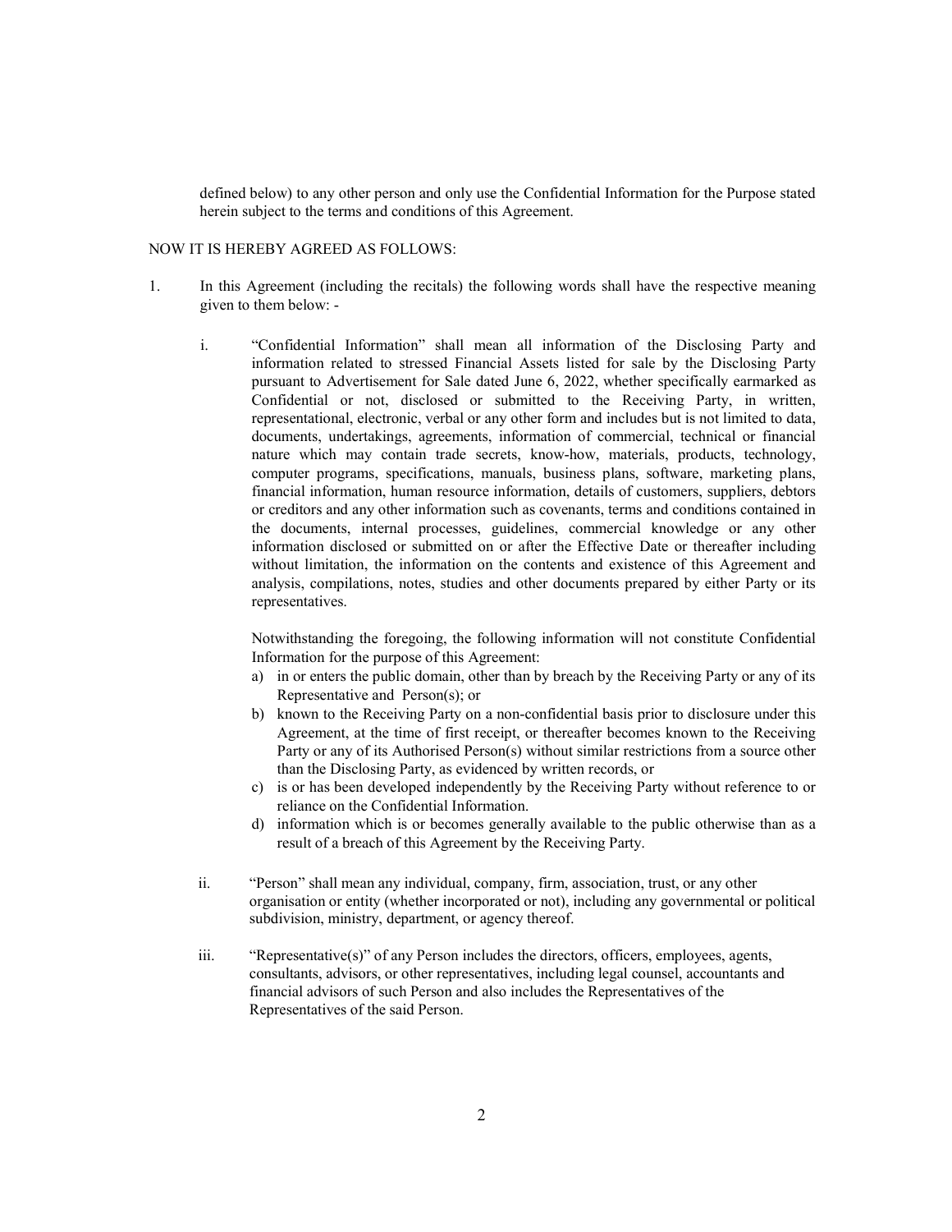defined below) to any other person and only use the Confidential Information for the Purpose stated herein subject to the terms and conditions of this Agreement.

NOW IT IS HEREBY AGREED AS FOLLOWS:

1. In this Agreement (including the recitals) the following words shall have the respective meaning given to them below: -

   i. "Confidential Information" shall mean all information of the Disclosing Party and information related to stressed Financial Assets listed for sale by the Disclosing Party pursuant to Advertisement for Sale dated June 6, 2022, whether specifically earmarked as Confidential or not, disclosed or submitted to the Receiving Party, in written, representational, electronic, verbal or any other form and includes but is not limited to data, documents, undertakings, agreements, information of commercial, technical or financial nature which may contain trade secrets, know-how, materials, products, technology, computer programs, specifications, manuals, business plans, software, marketing plans, financial information, human resource information, details of customers, suppliers, debtors or creditors and any other information such as covenants, terms and conditions contained in the documents, internal processes, guidelines, commercial knowledge or any other information disclosed or submitted on or after the Effective Date or thereafter including without limitation, the information on the contents and existence of this Agreement and analysis, compilations, notes, studies and other documents prepared by either Party or its representatives.

      Notwithstanding the foregoing, the following information will not constitute Confidential Information for the purpose of this Agreement:

      a) in or enters the public domain, other than by breach by the Receiving Party or any of its Representative and Person(s); or
      b) known to the Receiving Party on a non-confidential basis prior to disclosure under this Agreement, at the time of first receipt, or thereafter becomes known to the Receiving Party or any of its Authorised Person(s) without similar restrictions from a source other than the Disclosing Party, as evidenced by written records, or
      c) is or has been developed independently by the Receiving Party without reference to or reliance on the Confidential Information.
      d) information which is or becomes generally available to the public otherwise than as a result of a breach of this Agreement by the Receiving Party.

   ii. "Person" shall mean any individual, company, firm, association, trust, or any other organisation or entity (whether incorporated or not), including any governmental or political subdivision, ministry, department, or agency thereof.

   iii. "Representative(s)" of any Person includes the directors, officers, employees, agents, consultants, advisors, or other representatives, including legal counsel, accountants and financial advisors of such Person and also includes the Representatives of the Representatives of the said Person.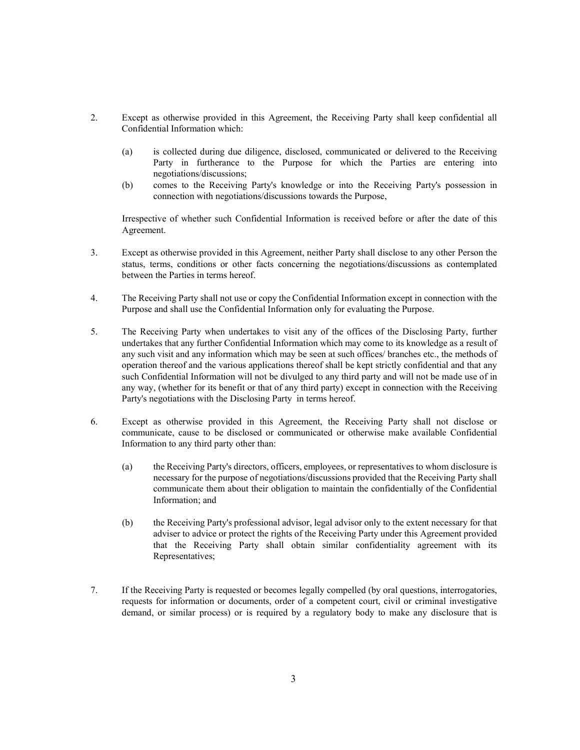2. Except as otherwise provided in this Agreement, the Receiving Party shall keep confidential all Confidential Information which:

   (a) is collected during due diligence, disclosed, communicated or delivered to the Receiving Party in furtherance to the Purpose for which the Parties are entering into negotiations/discussions;

   (b) comes to the Receiving Party's knowledge or into the Receiving Party's possession in connection with negotiations/discussions towards the Purpose,

   Irrespective of whether such Confidential Information is received before or after the date of this Agreement.

3. Except as otherwise provided in this Agreement, neither Party shall disclose to any other Person the status, terms, conditions or other facts concerning the negotiations/discussions as contemplated between the Parties in terms hereof.

4. The Receiving Party shall not use or copy the Confidential Information except in connection with the Purpose and shall use the Confidential Information only for evaluating the Purpose.

5. The Receiving Party when undertakes to visit any of the offices of the Disclosing Party, further undertakes that any further Confidential Information which may come to its knowledge as a result of any such visit and any information which may be seen at such offices/ branches etc., the methods of operation thereof and the various applications thereof shall be kept strictly confidential and that any such Confidential Information will not be divulged to any third party and will not be made use of in any way, (whether for its benefit or that of any third party) except in connection with the Receiving Party's negotiations with the Disclosing Party in terms hereof.

6. Except as otherwise provided in this Agreement, the Receiving Party shall not disclose or communicate, cause to be disclosed or communicated or otherwise make available Confidential Information to any third party other than:

   (a) the Receiving Party's directors, officers, employees, or representatives to whom disclosure is necessary for the purpose of negotiations/discussions provided that the Receiving Party shall communicate them about their obligation to maintain the confidentially of the Confidential Information; and

   (b) the Receiving Party's professional advisor, legal advisor only to the extent necessary for that adviser to advice or protect the rights of the Receiving Party under this Agreement provided that the Receiving Party shall obtain similar confidentiality agreement with its Representatives;

7. If the Receiving Party is requested or becomes legally compelled (by oral questions, interrogatories, requests for information or documents, order of a competent court, civil or criminal investigative demand, or similar process) or is required by a regulatory body to make any disclosure that is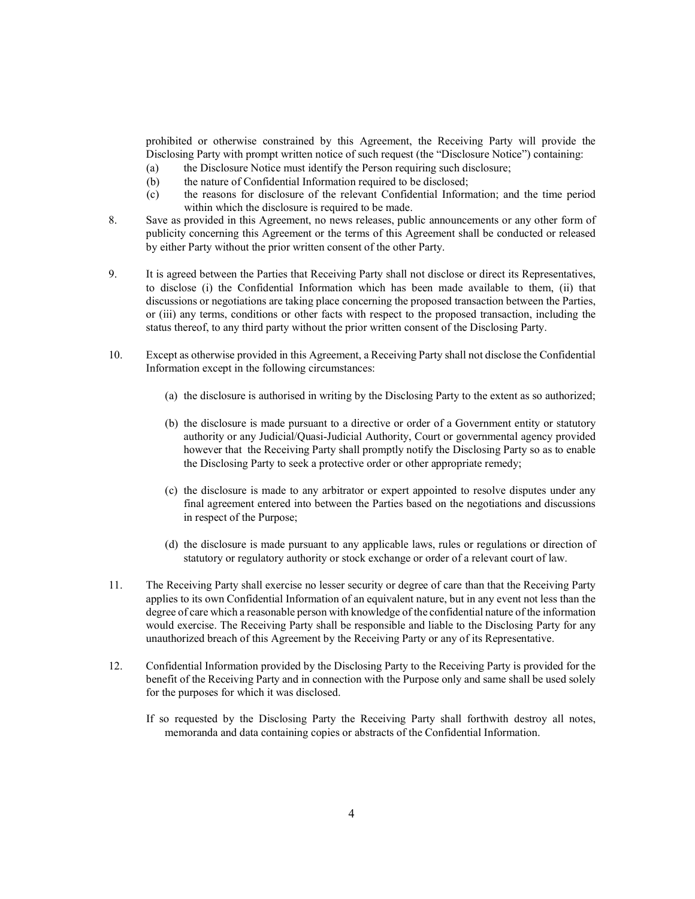prohibited or otherwise constrained by this Agreement, the Receiving Party will provide the Disclosing Party with prompt written notice of such request (the "Disclosure Notice") containing:

(a) the Disclosure Notice must identify the Person requiring such disclosure;

(b) the nature of Confidential Information required to be disclosed;

(c) the reasons for disclosure of the relevant Confidential Information; and the time period within which the disclosure is required to be made.

8. Save as provided in this Agreement, no news releases, public announcements or any other form of publicity concerning this Agreement or the terms of this Agreement shall be conducted or released by either Party without the prior written consent of the other Party.

9. It is agreed between the Parties that Receiving Party shall not disclose or direct its Representatives, to disclose (i) the Confidential Information which has been made available to them, (ii) that discussions or negotiations are taking place concerning the proposed transaction between the Parties, or (iii) any terms, conditions or other facts with respect to the proposed transaction, including the status thereof, to any third party without the prior written consent of the Disclosing Party.

10. Except as otherwise provided in this Agreement, a Receiving Party shall not disclose the Confidential Information except in the following circumstances:

(a) the disclosure is authorised in writing by the Disclosing Party to the extent as so authorized;

(b) the disclosure is made pursuant to a directive or order of a Government entity or statutory authority or any Judicial/Quasi-Judicial Authority, Court or governmental agency provided however that the Receiving Party shall promptly notify the Disclosing Party so as to enable the Disclosing Party to seek a protective order or other appropriate remedy;

(c) the disclosure is made to any arbitrator or expert appointed to resolve disputes under any final agreement entered into between the Parties based on the negotiations and discussions in respect of the Purpose;

(d) the disclosure is made pursuant to any applicable laws, rules or regulations or direction of statutory or regulatory authority or stock exchange or order of a relevant court of law.

11. The Receiving Party shall exercise no lesser security or degree of care than that the Receiving Party applies to its own Confidential Information of an equivalent nature, but in any event not less than the degree of care which a reasonable person with knowledge of the confidential nature of the information would exercise. The Receiving Party shall be responsible and liable to the Disclosing Party for any unauthorized breach of this Agreement by the Receiving Party or any of its Representative.

12. Confidential Information provided by the Disclosing Party to the Receiving Party is provided for the benefit of the Receiving Party and in connection with the Purpose only and same shall be used solely for the purposes for which it was disclosed.

If so requested by the Disclosing Party the Receiving Party shall forthwith destroy all notes, memoranda and data containing copies or abstracts of the Confidential Information.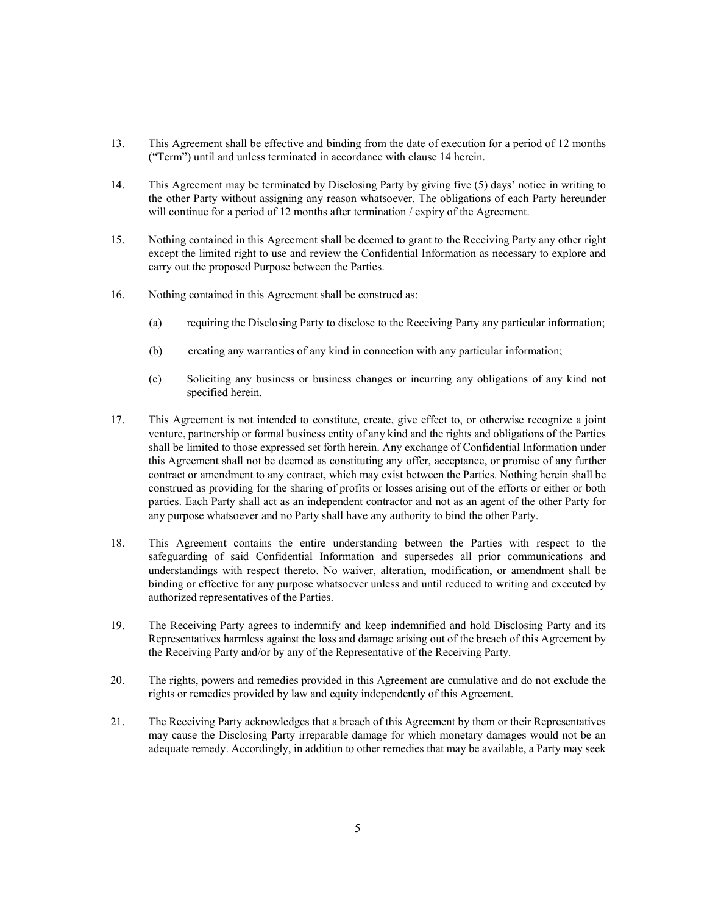13. This Agreement shall be effective and binding from the date of execution for a period of 12 months ("Term") until and unless terminated in accordance with clause 14 herein.

14. This Agreement may be terminated by Disclosing Party by giving five (5) days' notice in writing to the other Party without assigning any reason whatsoever. The obligations of each Party hereunder will continue for a period of 12 months after termination / expiry of the Agreement.

15. Nothing contained in this Agreement shall be deemed to grant to the Receiving Party any other right except the limited right to use and review the Confidential Information as necessary to explore and carry out the proposed Purpose between the Parties.

16. Nothing contained in this Agreement shall be construed as:

    (a) requiring the Disclosing Party to disclose to the Receiving Party any particular information;

    (b) creating any warranties of any kind in connection with any particular information;

    (c) Soliciting any business or business changes or incurring any obligations of any kind not specified herein.

17. This Agreement is not intended to constitute, create, give effect to, or otherwise recognize a joint venture, partnership or formal business entity of any kind and the rights and obligations of the Parties shall be limited to those expressed set forth herein. Any exchange of Confidential Information under this Agreement shall not be deemed as constituting any offer, acceptance, or promise of any further contract or amendment to any contract, which may exist between the Parties. Nothing herein shall be construed as providing for the sharing of profits or losses arising out of the efforts or either or both parties. Each Party shall act as an independent contractor and not as an agent of the other Party for any purpose whatsoever and no Party shall have any authority to bind the other Party.

18. This Agreement contains the entire understanding between the Parties with respect to the safeguarding of said Confidential Information and supersedes all prior communications and understandings with respect thereto. No waiver, alteration, modification, or amendment shall be binding or effective for any purpose whatsoever unless and until reduced to writing and executed by authorized representatives of the Parties.

19. The Receiving Party agrees to indemnify and keep indemnified and hold Disclosing Party and its Representatives harmless against the loss and damage arising out of the breach of this Agreement by the Receiving Party and/or by any of the Representative of the Receiving Party.

20. The rights, powers and remedies provided in this Agreement are cumulative and do not exclude the rights or remedies provided by law and equity independently of this Agreement.

21. The Receiving Party acknowledges that a breach of this Agreement by them or their Representatives may cause the Disclosing Party irreparable damage for which monetary damages would not be an adequate remedy. Accordingly, in addition to other remedies that may be available, a Party may seek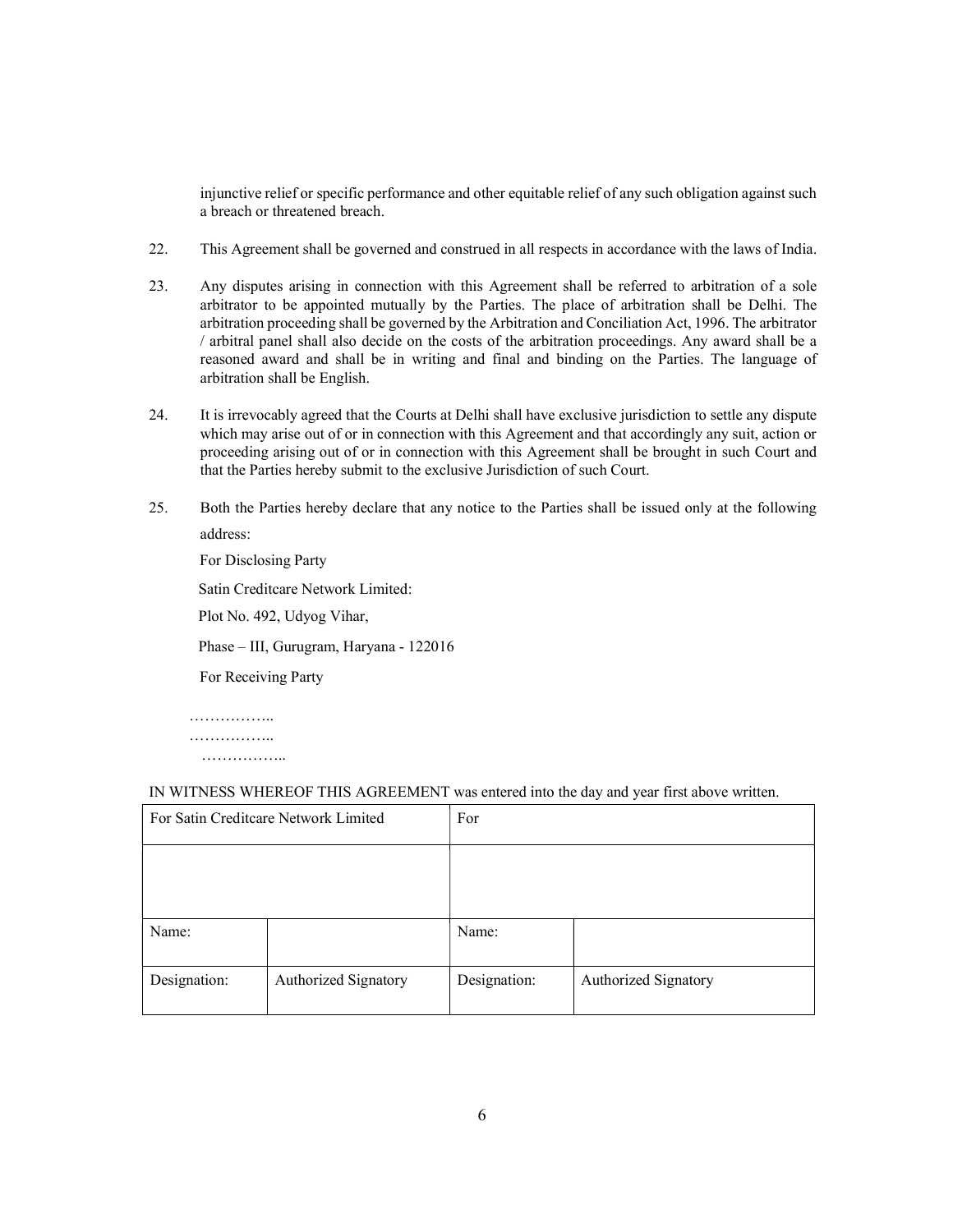injunctive relief or specific performance and other equitable relief of any such obligation against such a breach or threatened breach.

22. This Agreement shall be governed and construed in all respects in accordance with the laws of India.

23. Any disputes arising in connection with this Agreement shall be referred to arbitration of a sole arbitrator to be appointed mutually by the Parties. The place of arbitration shall be Delhi. The arbitration proceeding shall be governed by the Arbitration and Conciliation Act, 1996. The arbitrator / arbitral panel shall also decide on the costs of the arbitration proceedings. Any award shall be a reasoned award and shall be in writing and final and binding on the Parties. The language of arbitration shall be English.

24. It is irrevocably agreed that the Courts at Delhi shall have exclusive jurisdiction to settle any dispute which may arise out of or in connection with this Agreement and that accordingly any suit, action or proceeding arising out of or in connection with this Agreement shall be brought in such Court and that the Parties hereby submit to the exclusive Jurisdiction of such Court.

25. Both the Parties hereby declare that any notice to the Parties shall be issued only at the following address:

For Disclosing Party

Satin Creditcare Network Limited:

Plot No. 492, Udyog Vihar,

Phase – III, Gurugram, Haryana - 122016

For Receiving Party

……………..
……………..
……………..

IN WITNESS WHEREOF THIS AGREEMENT was entered into the day and year first above written.

| | | | |
|---|---|---|---|
| For Satin Creditcare Network Limited | | For | |
| | | | |
| Name: | | Name: | |
| Designation: | Authorized Signatory | Designation: | Authorized Signatory |